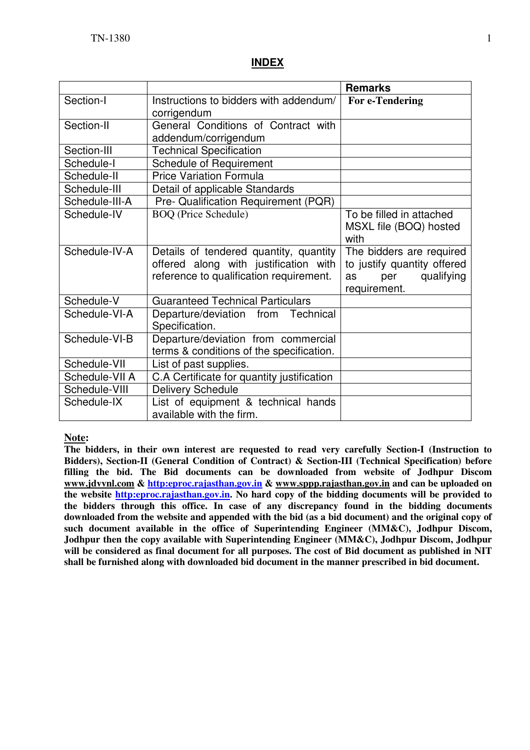# INDEX

| | | Remarks |
|---|---|---|
| Section-I | Instructions to bidders with addendum/ corrigendum | **For e-Tendering** |
| Section-II | General Conditions of Contract with addendum/corrigendum | |
| Section-III | Technical Specification | |
| Schedule-I | Schedule of Requirement | |
| Schedule-II | Price Variation Formula | |
| Schedule-III | Detail of applicable Standards | |
| Schedule-III-A | Pre- Qualification Requirement (PQR) | |
| Schedule-IV | BOQ (Price Schedule) | To be filled in attached MSXL file (BOQ) hosted with |
| Schedule-IV-A | Details of tendered quantity, quantity offered along with justification with reference to qualification requirement. | The bidders are required to justify quantity offered as per qualifying requirement. |
| Schedule-V | Guaranteed Technical Particulars | |
| Schedule-VI-A | Departure/deviation from Technical Specification. | |
| Schedule-VI-B | Departure/deviation from commercial terms & conditions of the specification. | |
| Schedule-VII | List of past supplies. | |
| Schedule-VII A | C.A Certificate for quantity justification | |
| Schedule-VIII | Delivery Schedule | |
| Schedule-IX | List of equipment & technical hands available with the firm. | |

**Note:**

**The bidders, in their own interest are requested to read very carefully Section-I (Instruction to Bidders), Section-II (General Condition of Contract) & Section-III (Technical Specification) before filling the bid. The Bid documents can be downloaded from website of Jodhpur Discom www.jdvvnl.com & http:eproc.rajasthan.gov.in & www.sppp.rajasthan.gov.in and can be uploaded on the website http:eproc.rajasthan.gov.in. No hard copy of the bidding documents will be provided to the bidders through this office. In case of any discrepancy found in the bidding documents downloaded from the website and appended with the bid (as a bid document) and the original copy of such document available in the office of Superintending Engineer (MM&C), Jodhpur Discom, Jodhpur then the copy available with Superintending Engineer (MM&C), Jodhpur Discom, Jodhpur will be considered as final document for all purposes. The cost of Bid document as published in NIT shall be furnished along with downloaded bid document in the manner prescribed in bid document.**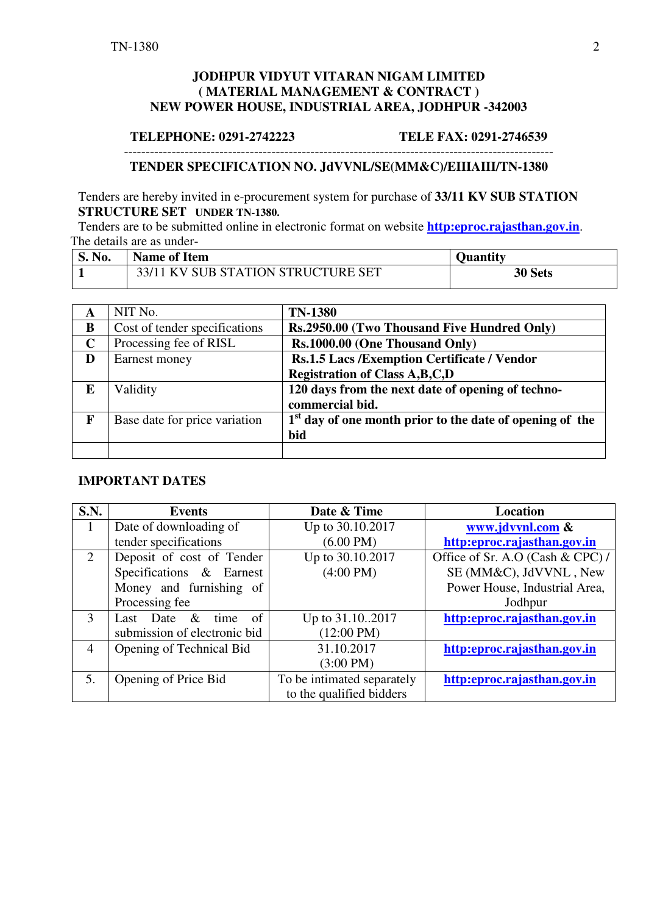**JODHPUR VIDYUT VITARAN NIGAM LIMITED**
**( MATERIAL MANAGEMENT & CONTRACT )**
**NEW POWER HOUSE, INDUSTRIAL AREA, JODHPUR -342003**

**TELEPHONE: 0291-2742223** **TELE FAX: 0291-2746539**

---

**TENDER SPECIFICATION NO. JdVVNL/SE(MM&C)/EIIIAIII/TN-1380**

Tenders are hereby invited in e-procurement system for purchase of **33/11 KV SUB STATION STRUCTURE SET UNDER TN-1380.**
Tenders are to be submitted online in electronic format on website **http:eproc.rajasthan.gov.in**.
The details are as under-

| S. No. | Name of Item | Quantity |
|---|---|---|
| 1 | 33/11 KV SUB STATION STRUCTURE SET | 30 Sets |

| | | |
|---|---|---|
| A | NIT No. | **TN-1380** |
| B | Cost of tender specifications | **Rs.2950.00 (Two Thousand Five Hundred Only)** |
| C | Processing fee of RISL | **Rs.1000.00 (One Thousand Only)** |
| D | Earnest money | **Rs.1.5 Lacs /Exemption Certificate / Vendor Registration of Class A,B,C,D** |
| E | Validity | **120 days from the next date of opening of techno-commercial bid.** |
| F | Base date for price variation | **1st day of one month prior to the date of opening of the bid** |
| | | |

**IMPORTANT DATES**

| S.N. | Events | Date & Time | Location |
|---|---|---|---|
| 1 | Date of downloading of tender specifications | Up to 30.10.2017 (6.00 PM) | **www.jdvvnl.com & http:eproc.rajasthan.gov.in** |
| 2 | Deposit of cost of Tender Specifications & Earnest Money and furnishing of Processing fee | Up to 30.10.2017 (4:00 PM) | Office of Sr. A.O (Cash & CPC) / SE (MM&C), JdVVNL , New Power House, Industrial Area, Jodhpur |
| 3 | Last Date & time of submission of electronic bid | Up to 31.10..2017 (12:00 PM) | **http:eproc.rajasthan.gov.in** |
| 4 | Opening of Technical Bid | 31.10.2017 (3:00 PM) | **http:eproc.rajasthan.gov.in** |
| 5. | Opening of Price Bid | To be intimated separately to the qualified bidders | **http:eproc.rajasthan.gov.in** |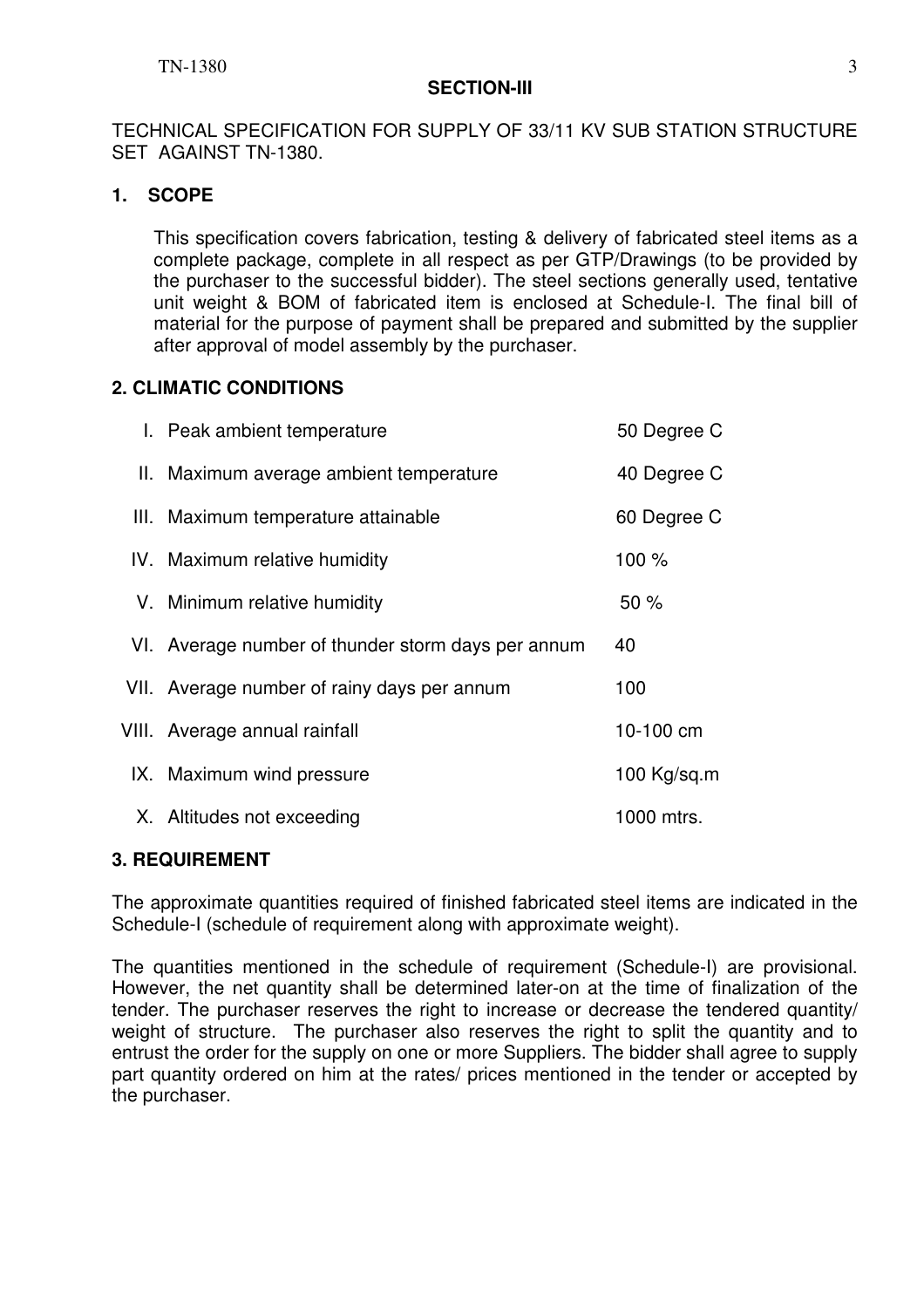## SECTION-III

TECHNICAL SPECIFICATION FOR SUPPLY OF 33/11 KV SUB STATION STRUCTURE SET AGAINST TN-1380.

### 1. SCOPE

This specification covers fabrication, testing & delivery of fabricated steel items as a complete package, complete in all respect as per GTP/Drawings (to be provided by the purchaser to the successful bidder). The steel sections generally used, tentative unit weight & BOM of fabricated item is enclosed at Schedule-I. The final bill of material for the purpose of payment shall be prepared and submitted by the supplier after approval of model assembly by the purchaser.

### 2. CLIMATIC CONDITIONS

| | | |
|---|---|---|
| I. | Peak ambient temperature | 50 Degree C |
| II. | Maximum average ambient temperature | 40 Degree C |
| III. | Maximum temperature attainable | 60 Degree C |
| IV. | Maximum relative humidity | 100 % |
| V. | Minimum relative humidity | 50 % |
| VI. | Average number of thunder storm days per annum | 40 |
| VII. | Average number of rainy days per annum | 100 |
| VIII. | Average annual rainfall | 10-100 cm |
| IX. | Maximum wind pressure | 100 Kg/sq.m |
| X. | Altitudes not exceeding | 1000 mtrs. |

### 3. REQUIREMENT

The approximate quantities required of finished fabricated steel items are indicated in the Schedule-I (schedule of requirement along with approximate weight).

The quantities mentioned in the schedule of requirement (Schedule-I) are provisional. However, the net quantity shall be determined later-on at the time of finalization of the tender. The purchaser reserves the right to increase or decrease the tendered quantity/ weight of structure. The purchaser also reserves the right to split the quantity and to entrust the order for the supply on one or more Suppliers. The bidder shall agree to supply part quantity ordered on him at the rates/ prices mentioned in the tender or accepted by the purchaser.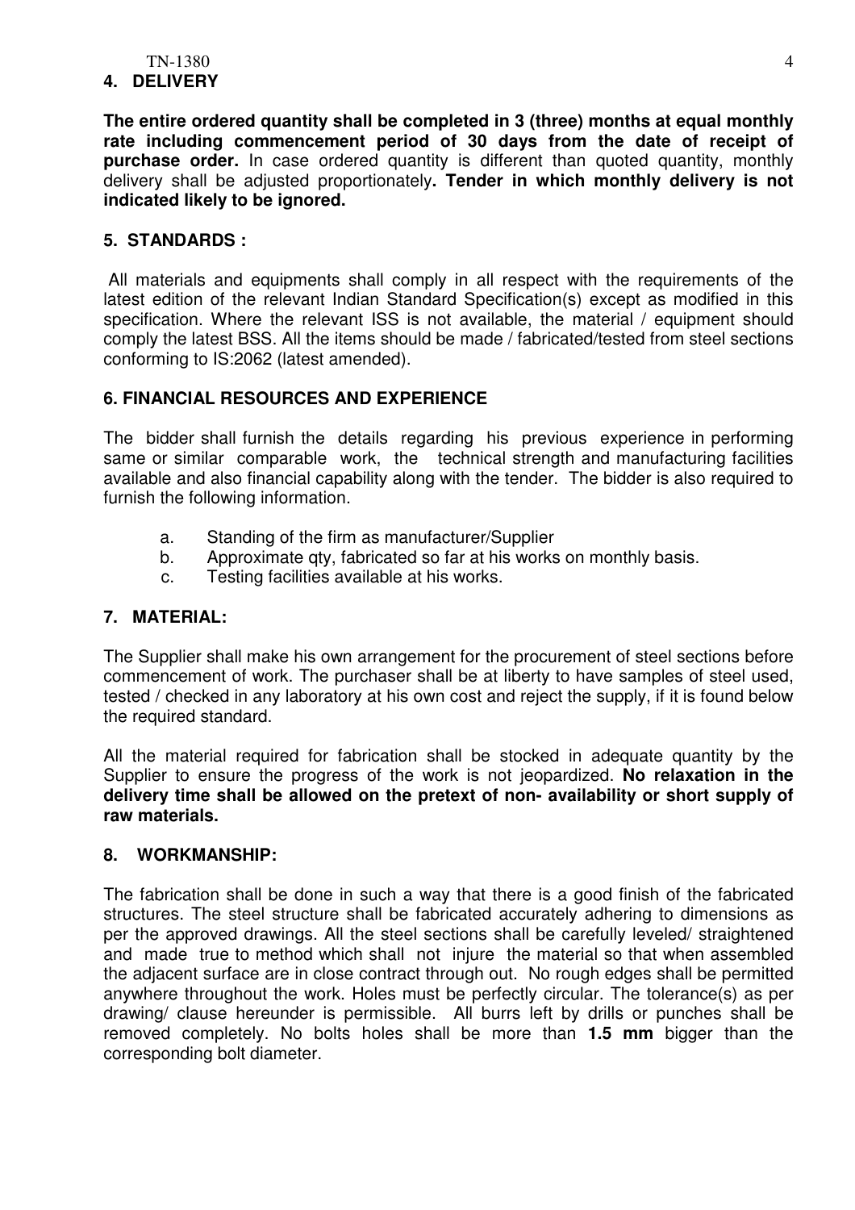## 4. DELIVERY

**The entire ordered quantity shall be completed in 3 (three) months at equal monthly rate including commencement period of 30 days from the date of receipt of purchase order.** In case ordered quantity is different than quoted quantity, monthly delivery shall be adjusted proportionately**. Tender in which monthly delivery is not indicated likely to be ignored.**

## 5. STANDARDS :

All materials and equipments shall comply in all respect with the requirements of the latest edition of the relevant Indian Standard Specification(s) except as modified in this specification. Where the relevant ISS is not available, the material / equipment should comply the latest BSS. All the items should be made / fabricated/tested from steel sections conforming to IS:2062 (latest amended).

## 6. FINANCIAL RESOURCES AND EXPERIENCE

The bidder shall furnish the details regarding his previous experience in performing same or similar comparable work, the technical strength and manufacturing facilities available and also financial capability along with the tender. The bidder is also required to furnish the following information.

a. Standing of the firm as manufacturer/Supplier
b. Approximate qty, fabricated so far at his works on monthly basis.
c. Testing facilities available at his works.

## 7. MATERIAL:

The Supplier shall make his own arrangement for the procurement of steel sections before commencement of work. The purchaser shall be at liberty to have samples of steel used, tested / checked in any laboratory at his own cost and reject the supply, if it is found below the required standard.

All the material required for fabrication shall be stocked in adequate quantity by the Supplier to ensure the progress of the work is not jeopardized. **No relaxation in the delivery time shall be allowed on the pretext of non- availability or short supply of raw materials.**

## 8. WORKMANSHIP:

The fabrication shall be done in such a way that there is a good finish of the fabricated structures. The steel structure shall be fabricated accurately adhering to dimensions as per the approved drawings. All the steel sections shall be carefully leveled/ straightened and made true to method which shall not injure the material so that when assembled the adjacent surface are in close contract through out. No rough edges shall be permitted anywhere throughout the work. Holes must be perfectly circular. The tolerance(s) as per drawing/ clause hereunder is permissible. All burrs left by drills or punches shall be removed completely. No bolts holes shall be more than **1.5 mm** bigger than the corresponding bolt diameter.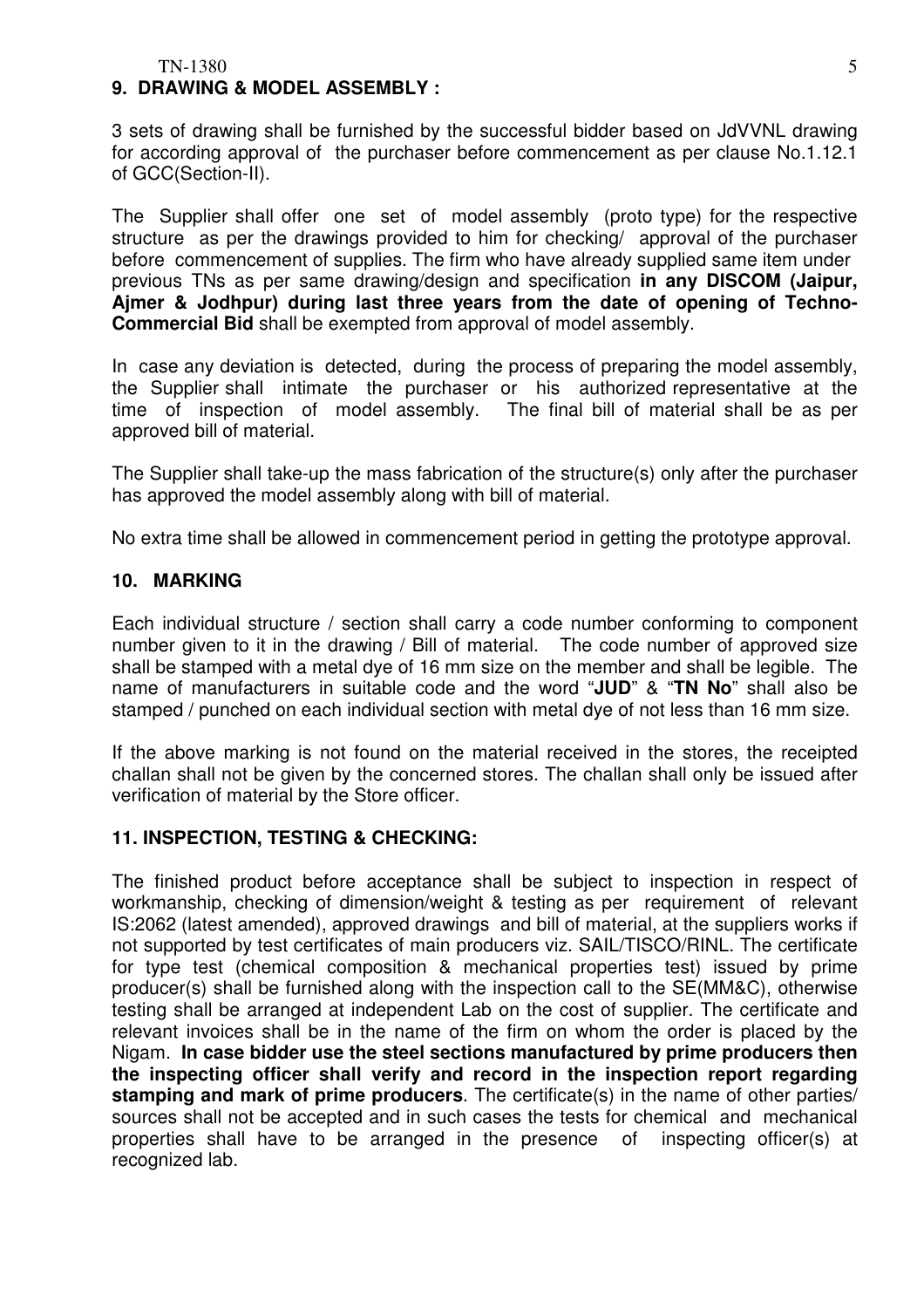## 9. DRAWING & MODEL ASSEMBLY :

3 sets of drawing shall be furnished by the successful bidder based on JdVVNL drawing for according approval of the purchaser before commencement as per clause No.1.12.1 of GCC(Section-II).

The Supplier shall offer one set of model assembly (proto type) for the respective structure as per the drawings provided to him for checking/ approval of the purchaser before commencement of supplies. The firm who have already supplied same item under previous TNs as per same drawing/design and specification **in any DISCOM (Jaipur, Ajmer & Jodhpur) during last three years from the date of opening of Techno-Commercial Bid** shall be exempted from approval of model assembly.

In case any deviation is detected, during the process of preparing the model assembly, the Supplier shall intimate the purchaser or his authorized representative at the time of inspection of model assembly. The final bill of material shall be as per approved bill of material.

The Supplier shall take-up the mass fabrication of the structure(s) only after the purchaser has approved the model assembly along with bill of material.

No extra time shall be allowed in commencement period in getting the prototype approval.

## 10. MARKING

Each individual structure / section shall carry a code number conforming to component number given to it in the drawing / Bill of material. The code number of approved size shall be stamped with a metal dye of 16 mm size on the member and shall be legible. The name of manufacturers in suitable code and the word "**JUD**" & "**TN No**" shall also be stamped / punched on each individual section with metal dye of not less than 16 mm size.

If the above marking is not found on the material received in the stores, the receipted challan shall not be given by the concerned stores. The challan shall only be issued after verification of material by the Store officer.

## 11. INSPECTION, TESTING & CHECKING:

The finished product before acceptance shall be subject to inspection in respect of workmanship, checking of dimension/weight & testing as per requirement of relevant IS:2062 (latest amended), approved drawings and bill of material, at the suppliers works if not supported by test certificates of main producers viz. SAIL/TISCO/RINL. The certificate for type test (chemical composition & mechanical properties test) issued by prime producer(s) shall be furnished along with the inspection call to the SE(MM&C), otherwise testing shall be arranged at independent Lab on the cost of supplier. The certificate and relevant invoices shall be in the name of the firm on whom the order is placed by the Nigam. **In case bidder use the steel sections manufactured by prime producers then the inspecting officer shall verify and record in the inspection report regarding stamping and mark of prime producers**. The certificate(s) in the name of other parties/ sources shall not be accepted and in such cases the tests for chemical and mechanical properties shall have to be arranged in the presence of inspecting officer(s) at recognized lab.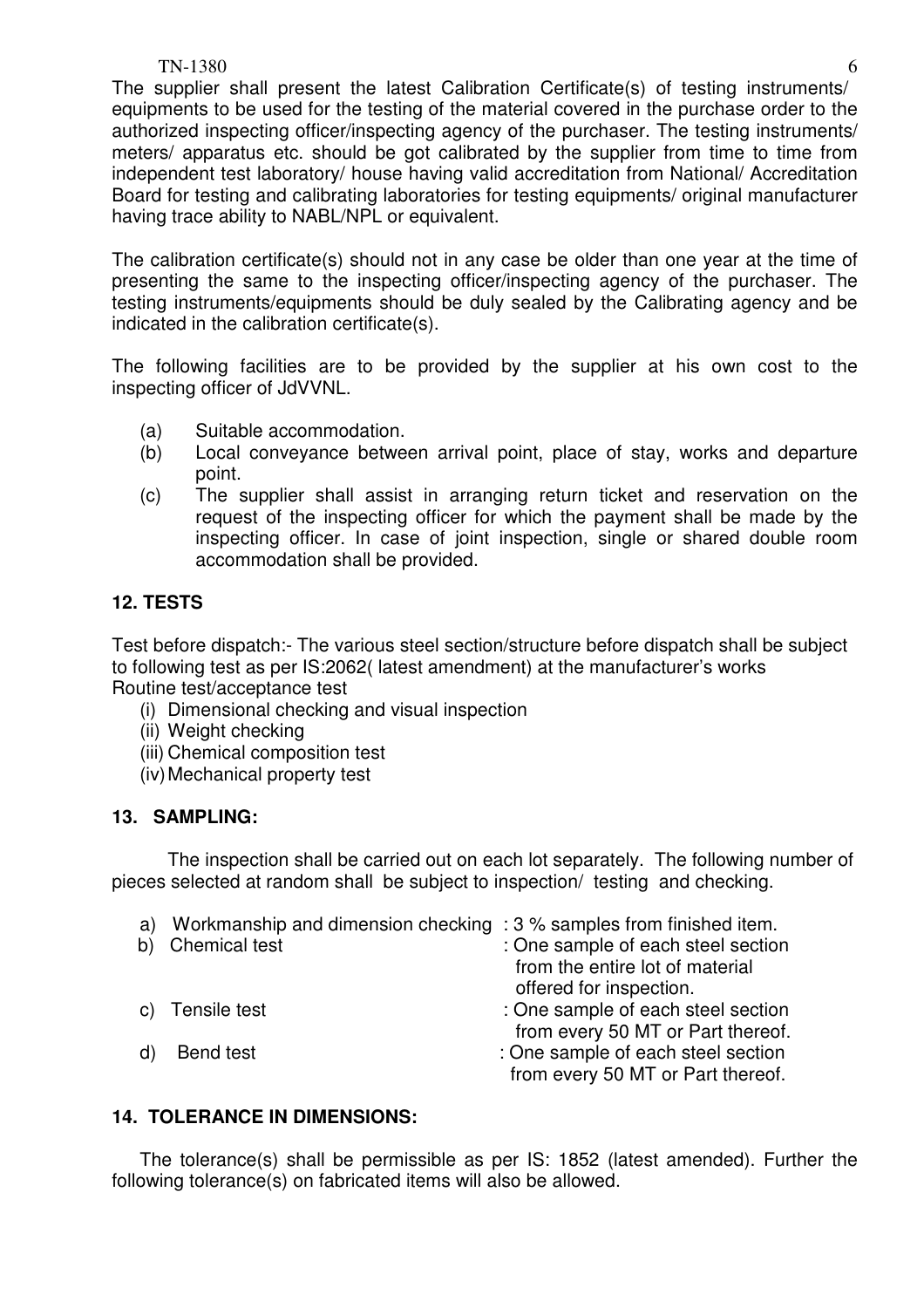The supplier shall present the latest Calibration Certificate(s) of testing instruments/ equipments to be used for the testing of the material covered in the purchase order to the authorized inspecting officer/inspecting agency of the purchaser. The testing instruments/ meters/ apparatus etc. should be got calibrated by the supplier from time to time from independent test laboratory/ house having valid accreditation from National/ Accreditation Board for testing and calibrating laboratories for testing equipments/ original manufacturer having trace ability to NABL/NPL or equivalent.

The calibration certificate(s) should not in any case be older than one year at the time of presenting the same to the inspecting officer/inspecting agency of the purchaser. The testing instruments/equipments should be duly sealed by the Calibrating agency and be indicated in the calibration certificate(s).

The following facilities are to be provided by the supplier at his own cost to the inspecting officer of JdVVNL.

(a) Suitable accommodation.
(b) Local conveyance between arrival point, place of stay, works and departure point.
(c) The supplier shall assist in arranging return ticket and reservation on the request of the inspecting officer for which the payment shall be made by the inspecting officer. In case of joint inspection, single or shared double room accommodation shall be provided.

## 12. TESTS

Test before dispatch:- The various steel section/structure before dispatch shall be subject to following test as per IS:2062( latest amendment) at the manufacturer's works
Routine test/acceptance test

(i) Dimensional checking and visual inspection
(ii) Weight checking
(iii) Chemical composition test
(iv) Mechanical property test

## 13. SAMPLING:

The inspection shall be carried out on each lot separately. The following number of pieces selected at random shall be subject to inspection/ testing and checking.

| | | |
|---|---|---|
| a) | Workmanship and dimension checking | : 3 % samples from finished item. |
| b) | Chemical test | : One sample of each steel section from the entire lot of material offered for inspection. |
| c) | Tensile test | : One sample of each steel section from every 50 MT or Part thereof. |
| d) | Bend test | : One sample of each steel section from every 50 MT or Part thereof. |

## 14. TOLERANCE IN DIMENSIONS:

The tolerance(s) shall be permissible as per IS: 1852 (latest amended). Further the following tolerance(s) on fabricated items will also be allowed.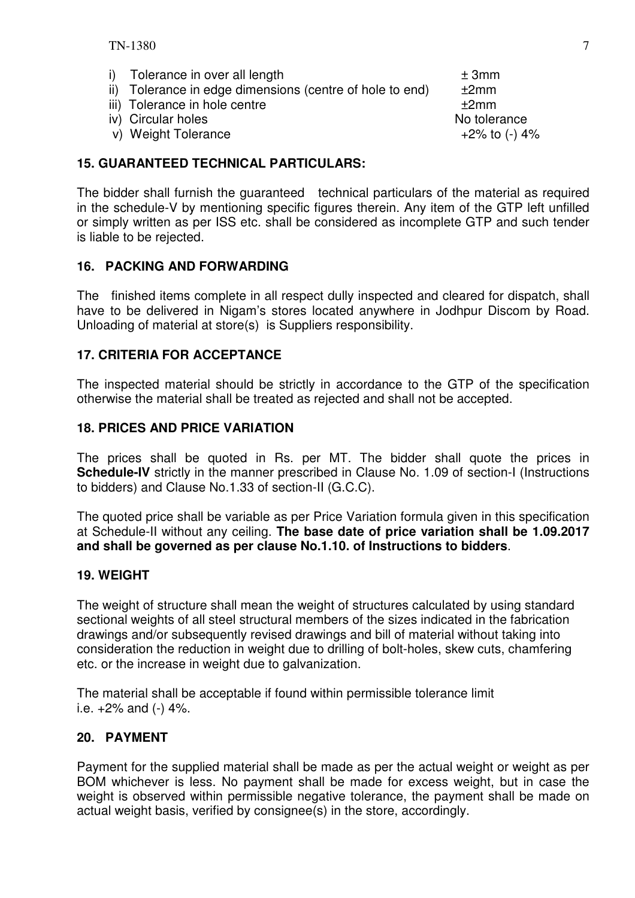i) Tolerance in over all length ± 3mm
ii) Tolerance in edge dimensions (centre of hole to end) ±2mm
iii) Tolerance in hole centre ±2mm
iv) Circular holes No tolerance
v) Weight Tolerance +2% to (-) 4%

## 15. GUARANTEED TECHNICAL PARTICULARS:

The bidder shall furnish the guaranteed technical particulars of the material as required in the schedule-V by mentioning specific figures therein. Any item of the GTP left unfilled or simply written as per ISS etc. shall be considered as incomplete GTP and such tender is liable to be rejected.

## 16. PACKING AND FORWARDING

The finished items complete in all respect dully inspected and cleared for dispatch, shall have to be delivered in Nigam's stores located anywhere in Jodhpur Discom by Road. Unloading of material at store(s) is Suppliers responsibility.

## 17. CRITERIA FOR ACCEPTANCE

The inspected material should be strictly in accordance to the GTP of the specification otherwise the material shall be treated as rejected and shall not be accepted.

## 18. PRICES AND PRICE VARIATION

The prices shall be quoted in Rs. per MT. The bidder shall quote the prices in **Schedule-IV** strictly in the manner prescribed in Clause No. 1.09 of section-I (Instructions to bidders) and Clause No.1.33 of section-II (G.C.C).

The quoted price shall be variable as per Price Variation formula given in this specification at Schedule-II without any ceiling. **The base date of price variation shall be 1.09.2017 and shall be governed as per clause No.1.10. of Instructions to bidders**.

## 19. WEIGHT

The weight of structure shall mean the weight of structures calculated by using standard sectional weights of all steel structural members of the sizes indicated in the fabrication drawings and/or subsequently revised drawings and bill of material without taking into consideration the reduction in weight due to drilling of bolt-holes, skew cuts, chamfering etc. or the increase in weight due to galvanization.

The material shall be acceptable if found within permissible tolerance limit i.e. +2% and (-) 4%.

## 20. PAYMENT

Payment for the supplied material shall be made as per the actual weight or weight as per BOM whichever is less. No payment shall be made for excess weight, but in case the weight is observed within permissible negative tolerance, the payment shall be made on actual weight basis, verified by consignee(s) in the store, accordingly.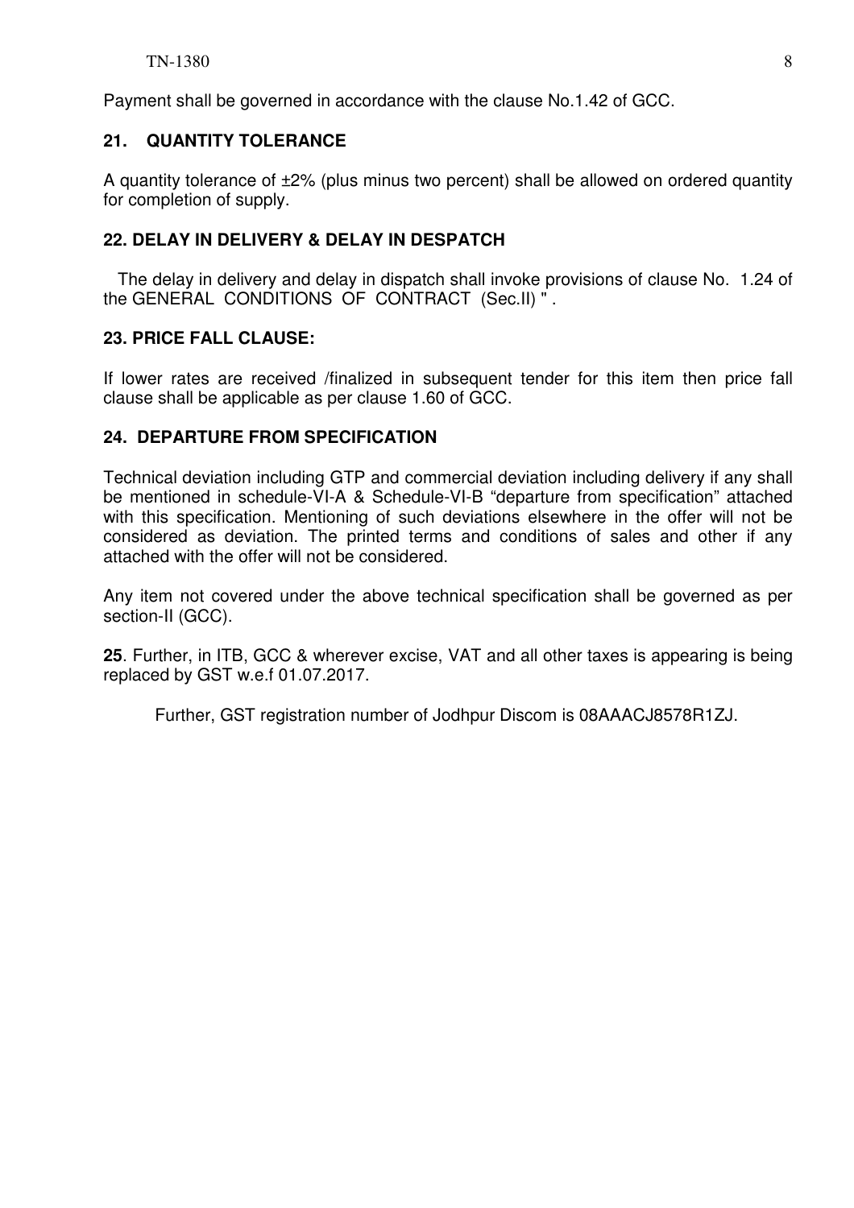Payment shall be governed in accordance with the clause No.1.42 of GCC.

## 21. QUANTITY TOLERANCE

A quantity tolerance of ±2% (plus minus two percent) shall be allowed on ordered quantity for completion of supply.

## 22. DELAY IN DELIVERY & DELAY IN DESPATCH

The delay in delivery and delay in dispatch shall invoke provisions of clause No. 1.24 of the GENERAL CONDITIONS OF CONTRACT (Sec.II) " .

## 23. PRICE FALL CLAUSE:

If lower rates are received /finalized in subsequent tender for this item then price fall clause shall be applicable as per clause 1.60 of GCC.

## 24. DEPARTURE FROM SPECIFICATION

Technical deviation including GTP and commercial deviation including delivery if any shall be mentioned in schedule-VI-A & Schedule-VI-B "departure from specification" attached with this specification. Mentioning of such deviations elsewhere in the offer will not be considered as deviation. The printed terms and conditions of sales and other if any attached with the offer will not be considered.

Any item not covered under the above technical specification shall be governed as per section-II (GCC).

**25**. Further, in ITB, GCC & wherever excise, VAT and all other taxes is appearing is being replaced by GST w.e.f 01.07.2017.

Further, GST registration number of Jodhpur Discom is 08AAACJ8578R1ZJ.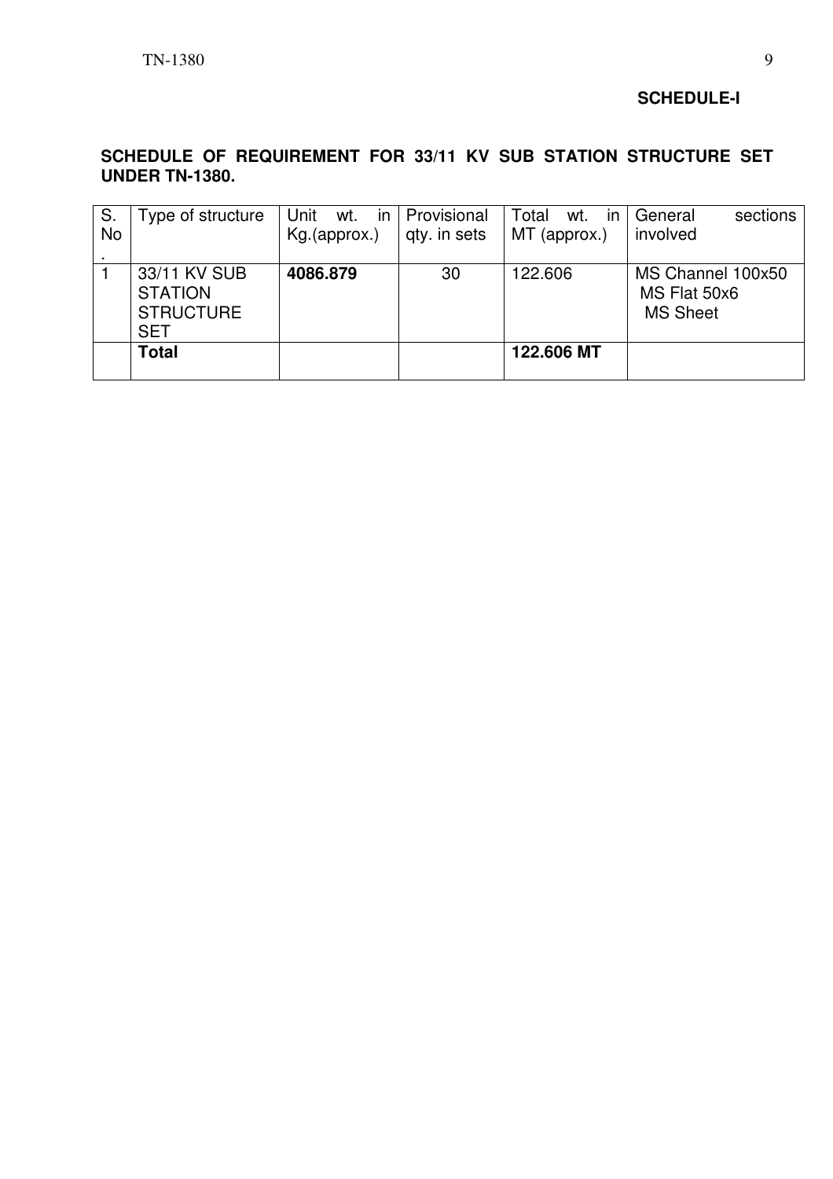**SCHEDULE-I**

**SCHEDULE OF REQUIREMENT FOR 33/11 KV SUB STATION STRUCTURE SET UNDER TN-1380.**

| S. No. | Type of structure | Unit wt. in Kg.(approx.) | Provisional qty. in sets | Total wt. in MT (approx.) | General sections involved |
|---|---|---|---|---|---|
| 1 | 33/11 KV SUB STATION STRUCTURE SET | **4086.879** | 30 | 122.606 | MS Channel 100x50<br>MS Flat 50x6<br>MS Sheet |
| | **Total** | | | **122.606 MT** | |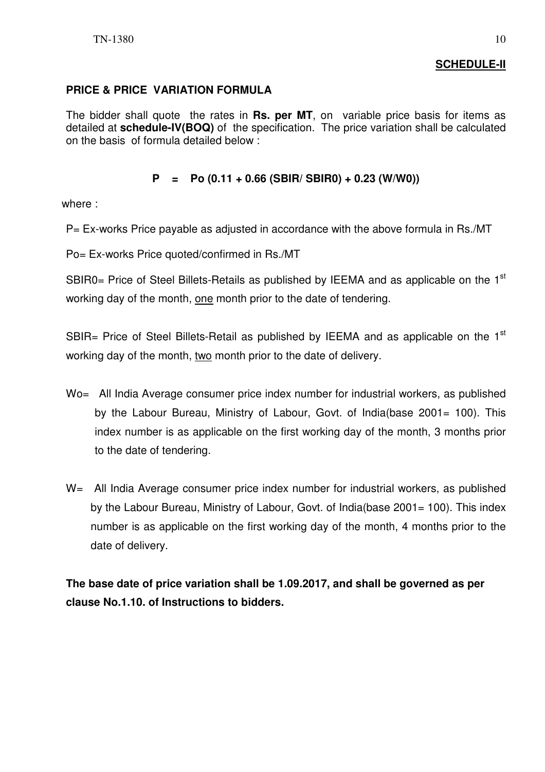**SCHEDULE-II**

## PRICE & PRICE VARIATION FORMULA

The bidder shall quote the rates in **Rs. per MT**, on variable price basis for items as detailed at **schedule-IV(BOQ)** of the specification. The price variation shall be calculated on the basis of formula detailed below :

$$P = Po\ (0.11 + 0.66\ (SBIR/\ SBIR0) + 0.23\ (W/W0))$$

where :

P= Ex-works Price payable as adjusted in accordance with the above formula in Rs./MT

Po= Ex-works Price quoted/confirmed in Rs./MT

SBIR0= Price of Steel Billets-Retails as published by IEEMA and as applicable on the 1st working day of the month, one month prior to the date of tendering.

SBIR= Price of Steel Billets-Retail as published by IEEMA and as applicable on the 1st working day of the month, two month prior to the date of delivery.

Wo= All India Average consumer price index number for industrial workers, as published by the Labour Bureau, Ministry of Labour, Govt. of India(base 2001= 100). This index number is as applicable on the first working day of the month, 3 months prior to the date of tendering.

W= All India Average consumer price index number for industrial workers, as published by the Labour Bureau, Ministry of Labour, Govt. of India(base 2001= 100). This index number is as applicable on the first working day of the month, 4 months prior to the date of delivery.

**The base date of price variation shall be 1.09.2017, and shall be governed as per clause No.1.10. of Instructions to bidders.**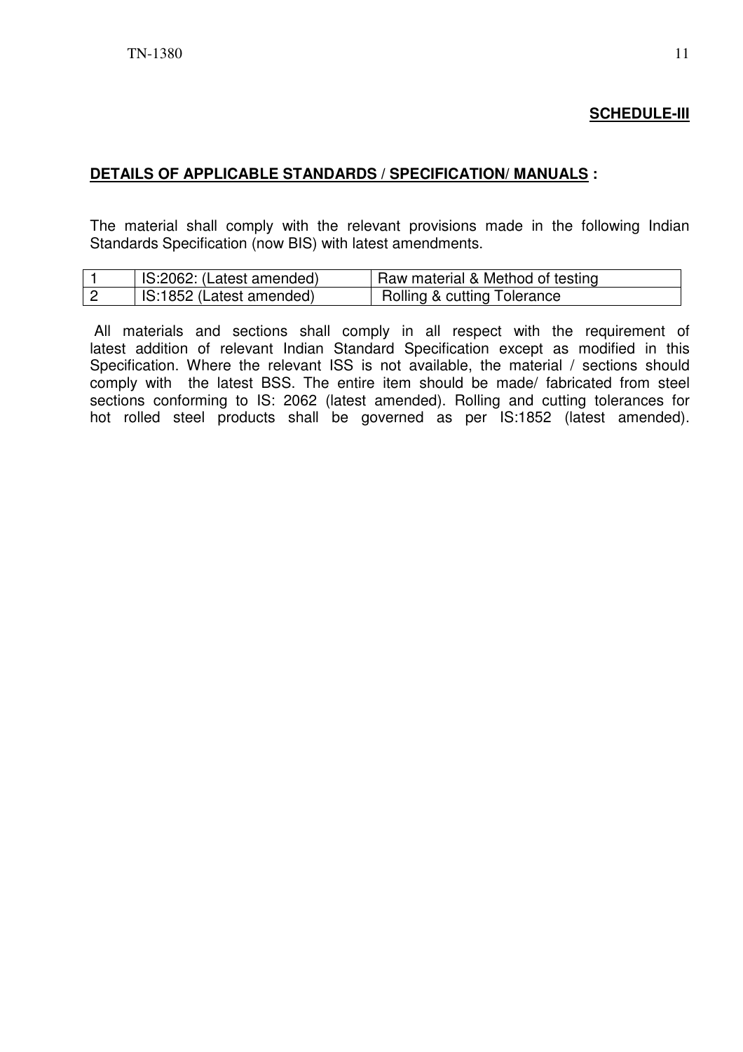**SCHEDULE-III**

**DETAILS OF APPLICABLE STANDARDS / SPECIFICATION/ MANUALS :**

The material shall comply with the relevant provisions made in the following Indian Standards Specification (now BIS) with latest amendments.

| | | |
|---|---|---|
| 1 | IS:2062: (Latest amended) | Raw material & Method of testing |
| 2 | IS:1852 (Latest amended) | Rolling & cutting Tolerance |

All materials and sections shall comply in all respect with the requirement of latest addition of relevant Indian Standard Specification except as modified in this Specification. Where the relevant ISS is not available, the material / sections should comply with the latest BSS. The entire item should be made/ fabricated from steel sections conforming to IS: 2062 (latest amended). Rolling and cutting tolerances for hot rolled steel products shall be governed as per IS:1852 (latest amended).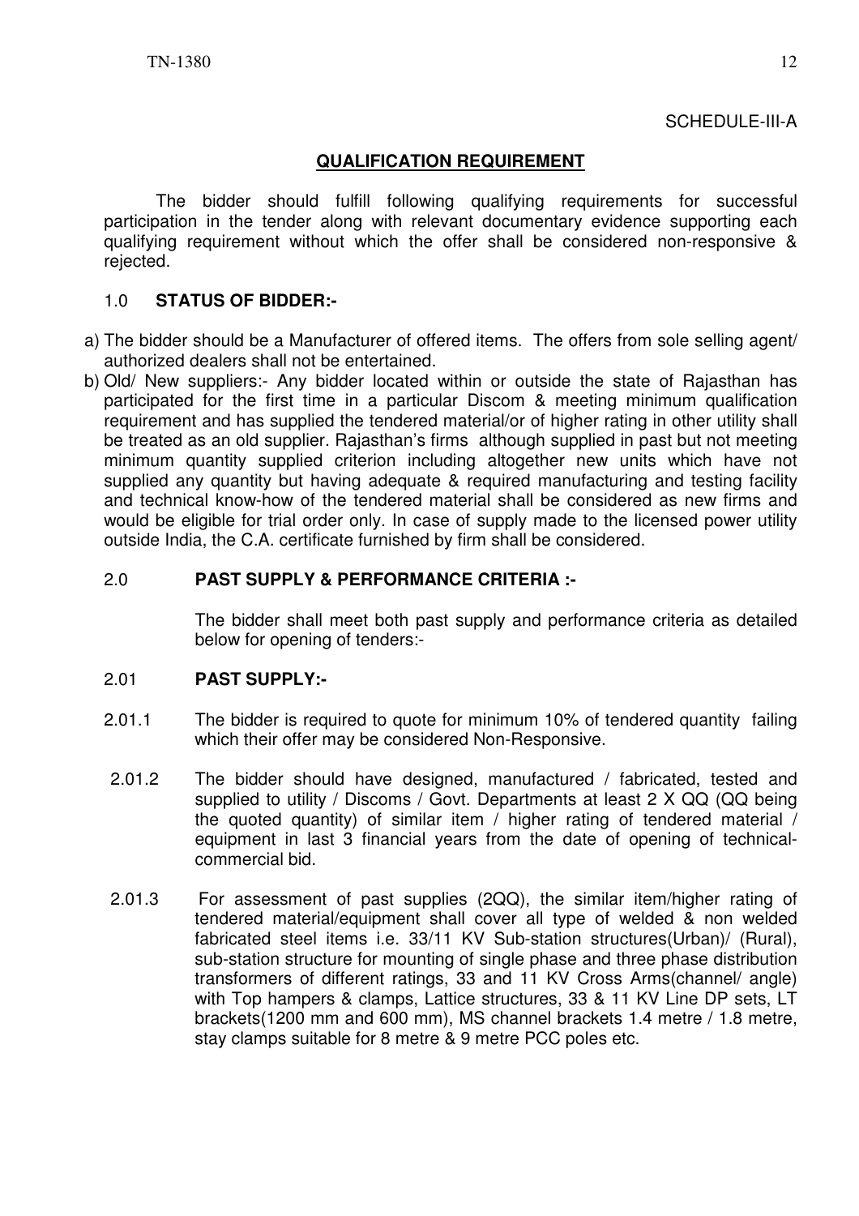SCHEDULE-III-A

## QUALIFICATION REQUIREMENT

The bidder should fulfill following qualifying requirements for successful participation in the tender along with relevant documentary evidence supporting each qualifying requirement without which the offer shall be considered non-responsive & rejected.

### 1.0 STATUS OF BIDDER:-

a) The bidder should be a Manufacturer of offered items. The offers from sole selling agent/ authorized dealers shall not be entertained.

b) Old/ New suppliers:- Any bidder located within or outside the state of Rajasthan has participated for the first time in a particular Discom & meeting minimum qualification requirement and has supplied the tendered material/or of higher rating in other utility shall be treated as an old supplier. Rajasthan's firms although supplied in past but not meeting minimum quantity supplied criterion including altogether new units which have not supplied any quantity but having adequate & required manufacturing and testing facility and technical know-how of the tendered material shall be considered as new firms and would be eligible for trial order only. In case of supply made to the licensed power utility outside India, the C.A. certificate furnished by firm shall be considered.

### 2.0 PAST SUPPLY & PERFORMANCE CRITERIA :-

The bidder shall meet both past supply and performance criteria as detailed below for opening of tenders:-

### 2.01 PAST SUPPLY:-

2.01.1 The bidder is required to quote for minimum 10% of tendered quantity failing which their offer may be considered Non-Responsive.

2.01.2 The bidder should have designed, manufactured / fabricated, tested and supplied to utility / Discoms / Govt. Departments at least 2 X QQ (QQ being the quoted quantity) of similar item / higher rating of tendered material / equipment in last 3 financial years from the date of opening of technical-commercial bid.

2.01.3 For assessment of past supplies (2QQ), the similar item/higher rating of tendered material/equipment shall cover all type of welded & non welded fabricated steel items i.e. 33/11 KV Sub-station structures(Urban)/ (Rural), sub-station structure for mounting of single phase and three phase distribution transformers of different ratings, 33 and 11 KV Cross Arms(channel/ angle) with Top hampers & clamps, Lattice structures, 33 & 11 KV Line DP sets, LT brackets(1200 mm and 600 mm), MS channel brackets 1.4 metre / 1.8 metre, stay clamps suitable for 8 metre & 9 metre PCC poles etc.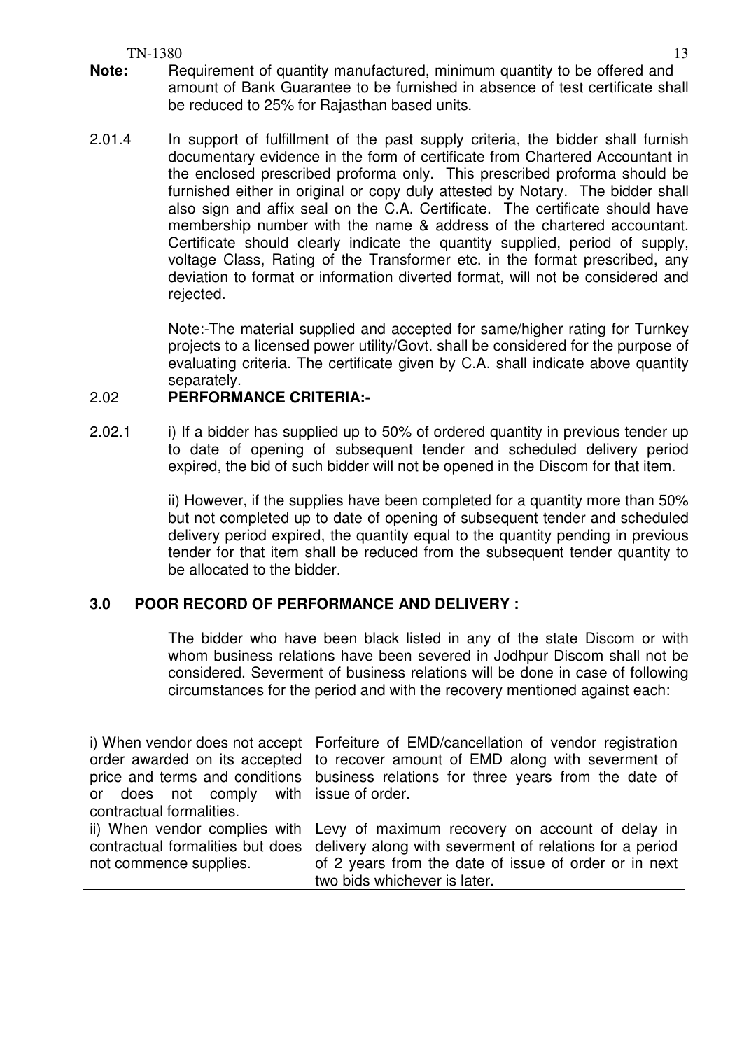**Note:** Requirement of quantity manufactured, minimum quantity to be offered and amount of Bank Guarantee to be furnished in absence of test certificate shall be reduced to 25% for Rajasthan based units.

2.01.4 In support of fulfillment of the past supply criteria, the bidder shall furnish documentary evidence in the form of certificate from Chartered Accountant in the enclosed prescribed proforma only. This prescribed proforma should be furnished either in original or copy duly attested by Notary. The bidder shall also sign and affix seal on the C.A. Certificate. The certificate should have membership number with the name & address of the chartered accountant. Certificate should clearly indicate the quantity supplied, period of supply, voltage Class, Rating of the Transformer etc. in the format prescribed, any deviation to format or information diverted format, will not be considered and rejected.

Note:-The material supplied and accepted for same/higher rating for Turnkey projects to a licensed power utility/Govt. shall be considered for the purpose of evaluating criteria. The certificate given by C.A. shall indicate above quantity separately.

## 2.02 PERFORMANCE CRITERIA:-

2.02.1 i) If a bidder has supplied up to 50% of ordered quantity in previous tender up to date of opening of subsequent tender and scheduled delivery period expired, the bid of such bidder will not be opened in the Discom for that item.

ii) However, if the supplies have been completed for a quantity more than 50% but not completed up to date of opening of subsequent tender and scheduled delivery period expired, the quantity equal to the quantity pending in previous tender for that item shall be reduced from the subsequent tender quantity to be allocated to the bidder.

## 3.0 POOR RECORD OF PERFORMANCE AND DELIVERY :

The bidder who have been black listed in any of the state Discom or with whom business relations have been severed in Jodhpur Discom shall not be considered. Severment of business relations will be done in case of following circumstances for the period and with the recovery mentioned against each:

| | |
|---|---|
| i) When vendor does not accept order awarded on its accepted price and terms and conditions or does not comply with contractual formalities. | Forfeiture of EMD/cancellation of vendor registration to recover amount of EMD along with severment of business relations for three years from the date of issue of order. |
| ii) When vendor complies with contractual formalities but does not commence supplies. | Levy of maximum recovery on account of delay in delivery along with severment of relations for a period of 2 years from the date of issue of order or in next two bids whichever is later. |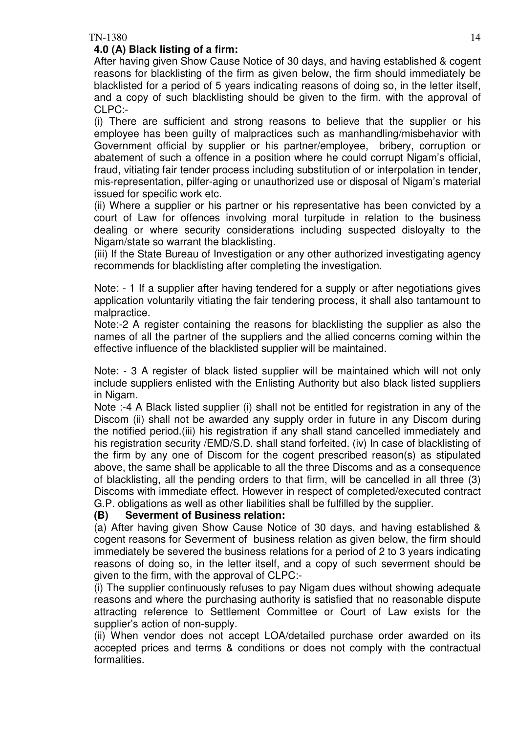**4.0 (A) Black listing of a firm:**

After having given Show Cause Notice of 30 days, and having established & cogent reasons for blacklisting of the firm as given below, the firm should immediately be blacklisted for a period of 5 years indicating reasons of doing so, in the letter itself, and a copy of such blacklisting should be given to the firm, with the approval of CLPC:-

(i) There are sufficient and strong reasons to believe that the supplier or his employee has been guilty of malpractices such as manhandling/misbehavior with Government official by supplier or his partner/employee, bribery, corruption or abatement of such a offence in a position where he could corrupt Nigam's official, fraud, vitiating fair tender process including substitution of or interpolation in tender, mis-representation, pilfer-aging or unauthorized use or disposal of Nigam's material issued for specific work etc.

(ii) Where a supplier or his partner or his representative has been convicted by a court of Law for offences involving moral turpitude in relation to the business dealing or where security considerations including suspected disloyalty to the Nigam/state so warrant the blacklisting.

(iii) If the State Bureau of Investigation or any other authorized investigating agency recommends for blacklisting after completing the investigation.

Note: - 1 If a supplier after having tendered for a supply or after negotiations gives application voluntarily vitiating the fair tendering process, it shall also tantamount to malpractice.

Note:-2 A register containing the reasons for blacklisting the supplier as also the names of all the partner of the suppliers and the allied concerns coming within the effective influence of the blacklisted supplier will be maintained.

Note: - 3 A register of black listed supplier will be maintained which will not only include suppliers enlisted with the Enlisting Authority but also black listed suppliers in Nigam.

Note :-4 A Black listed supplier (i) shall not be entitled for registration in any of the Discom (ii) shall not be awarded any supply order in future in any Discom during the notified period.(iii) his registration if any shall stand cancelled immediately and his registration security /EMD/S.D. shall stand forfeited. (iv) In case of blacklisting of the firm by any one of Discom for the cogent prescribed reason(s) as stipulated above, the same shall be applicable to all the three Discoms and as a consequence of blacklisting, all the pending orders to that firm, will be cancelled in all three (3) Discoms with immediate effect. However in respect of completed/executed contract G.P. obligations as well as other liabilities shall be fulfilled by the supplier.

**(B) Severment of Business relation:**

(a) After having given Show Cause Notice of 30 days, and having established & cogent reasons for Severment of business relation as given below, the firm should immediately be severed the business relations for a period of 2 to 3 years indicating reasons of doing so, in the letter itself, and a copy of such severment should be given to the firm, with the approval of CLPC:-

(i) The supplier continuously refuses to pay Nigam dues without showing adequate reasons and where the purchasing authority is satisfied that no reasonable dispute attracting reference to Settlement Committee or Court of Law exists for the supplier's action of non-supply.

(ii) When vendor does not accept LOA/detailed purchase order awarded on its accepted prices and terms & conditions or does not comply with the contractual formalities.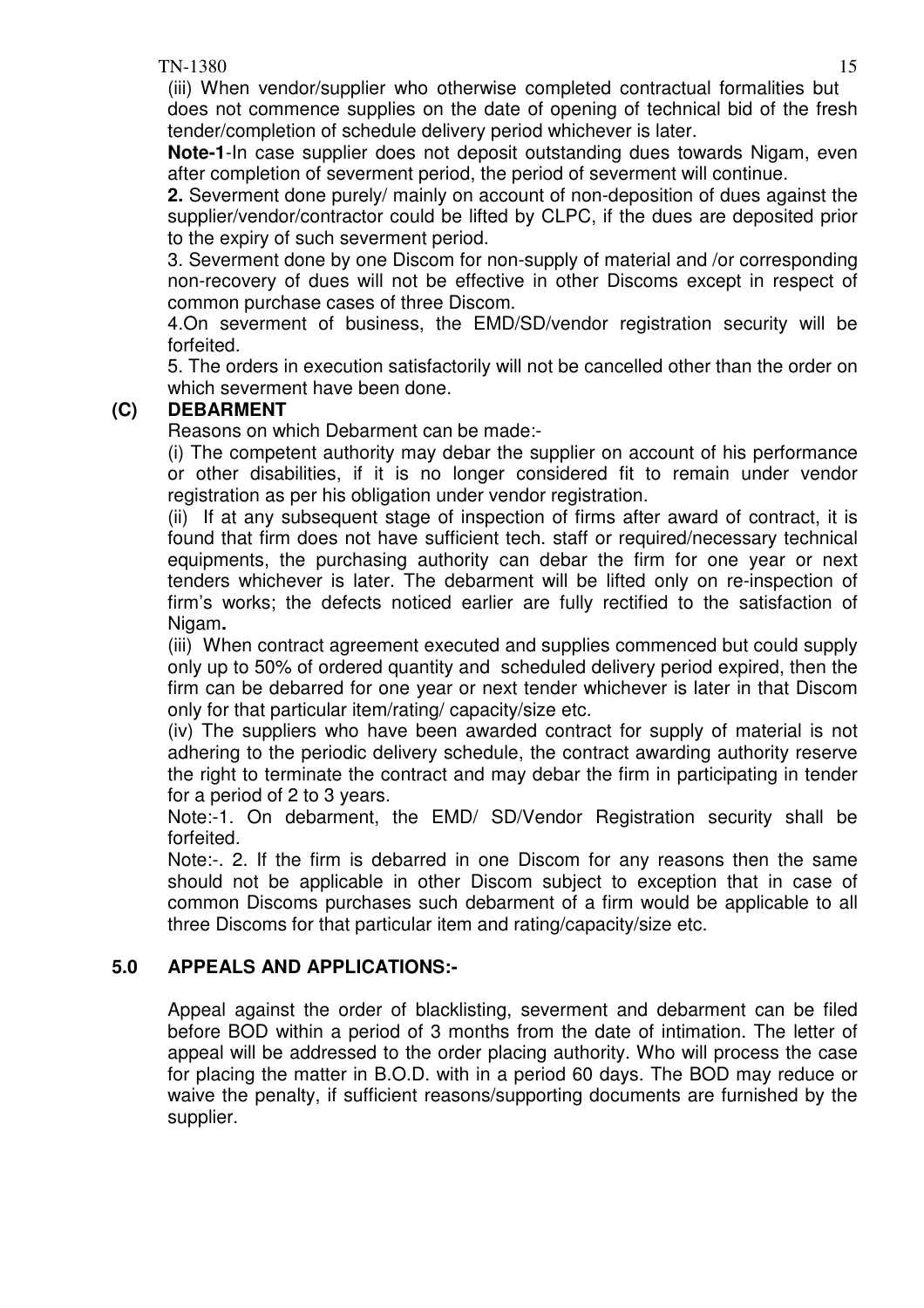(iii) When vendor/supplier who otherwise completed contractual formalities but does not commence supplies on the date of opening of technical bid of the fresh tender/completion of schedule delivery period whichever is later.

**Note-1**-In case supplier does not deposit outstanding dues towards Nigam, even after completion of severment period, the period of severment will continue.

**2.** Severment done purely/ mainly on account of non-deposition of dues against the supplier/vendor/contractor could be lifted by CLPC, if the dues are deposited prior to the expiry of such severment period.

3. Severment done by one Discom for non-supply of material and /or corresponding non-recovery of dues will not be effective in other Discoms except in respect of common purchase cases of three Discom.

4.On severment of business, the EMD/SD/vendor registration security will be forfeited.

5. The orders in execution satisfactorily will not be cancelled other than the order on which severment have been done.

### (C) DEBARMENT

Reasons on which Debarment can be made:-

(i) The competent authority may debar the supplier on account of his performance or other disabilities, if it is no longer considered fit to remain under vendor registration as per his obligation under vendor registration.

(ii) If at any subsequent stage of inspection of firms after award of contract, it is found that firm does not have sufficient tech. staff or required/necessary technical equipments, the purchasing authority can debar the firm for one year or next tenders whichever is later. The debarment will be lifted only on re-inspection of firm's works; the defects noticed earlier are fully rectified to the satisfaction of Nigam**.**

(iii) When contract agreement executed and supplies commenced but could supply only up to 50% of ordered quantity and scheduled delivery period expired, then the firm can be debarred for one year or next tender whichever is later in that Discom only for that particular item/rating/ capacity/size etc.

(iv) The suppliers who have been awarded contract for supply of material is not adhering to the periodic delivery schedule, the contract awarding authority reserve the right to terminate the contract and may debar the firm in participating in tender for a period of 2 to 3 years.

Note:-1. On debarment, the EMD/ SD/Vendor Registration security shall be forfeited.

Note:-. 2. If the firm is debarred in one Discom for any reasons then the same should not be applicable in other Discom subject to exception that in case of common Discoms purchases such debarment of a firm would be applicable to all three Discoms for that particular item and rating/capacity/size etc.

## 5.0 APPEALS AND APPLICATIONS:-

Appeal against the order of blacklisting, severment and debarment can be filed before BOD within a period of 3 months from the date of intimation. The letter of appeal will be addressed to the order placing authority. Who will process the case for placing the matter in B.O.D. with in a period 60 days. The BOD may reduce or waive the penalty, if sufficient reasons/supporting documents are furnished by the supplier.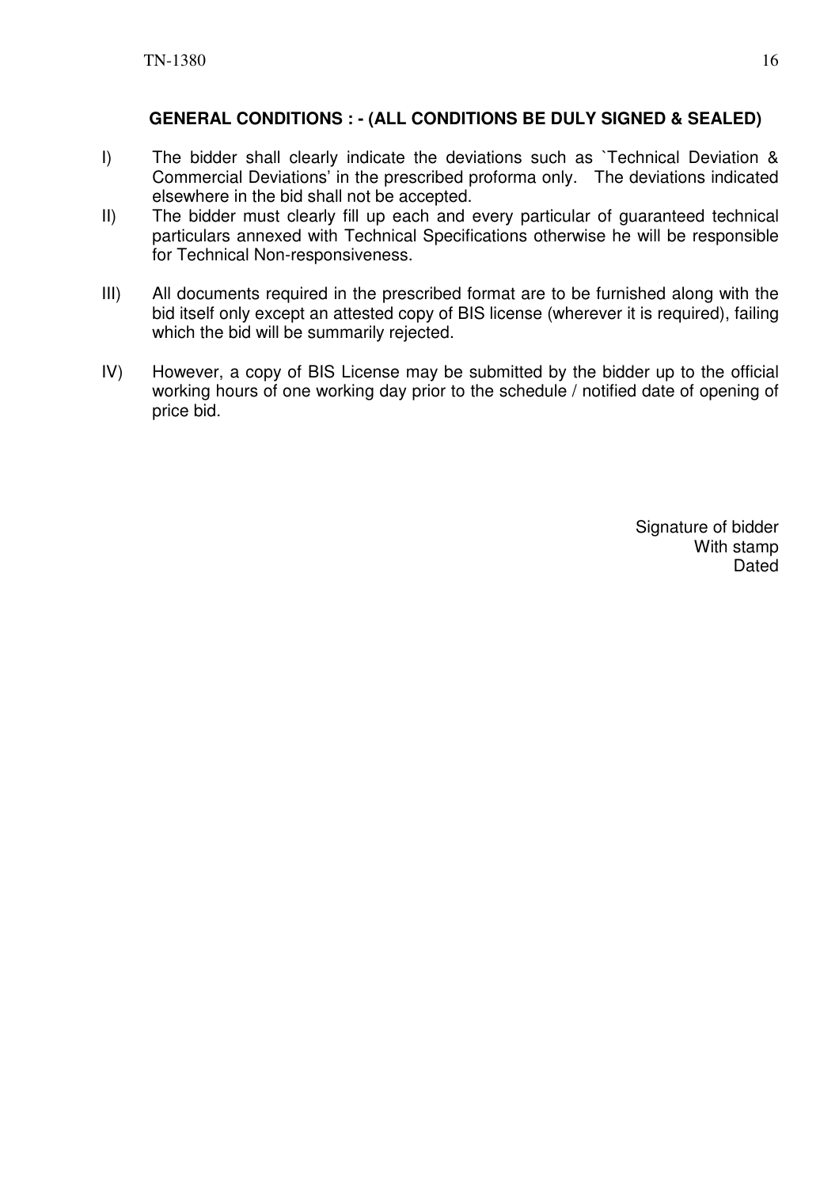**GENERAL CONDITIONS : - (ALL CONDITIONS BE DULY SIGNED & SEALED)**

I) The bidder shall clearly indicate the deviations such as `Technical Deviation & Commercial Deviations' in the prescribed proforma only. The deviations indicated elsewhere in the bid shall not be accepted.

II) The bidder must clearly fill up each and every particular of guaranteed technical particulars annexed with Technical Specifications otherwise he will be responsible for Technical Non-responsiveness.

III) All documents required in the prescribed format are to be furnished along with the bid itself only except an attested copy of BIS license (wherever it is required), failing which the bid will be summarily rejected.

IV) However, a copy of BIS License may be submitted by the bidder up to the official working hours of one working day prior to the schedule / notified date of opening of price bid.

Signature of bidder
With stamp
Dated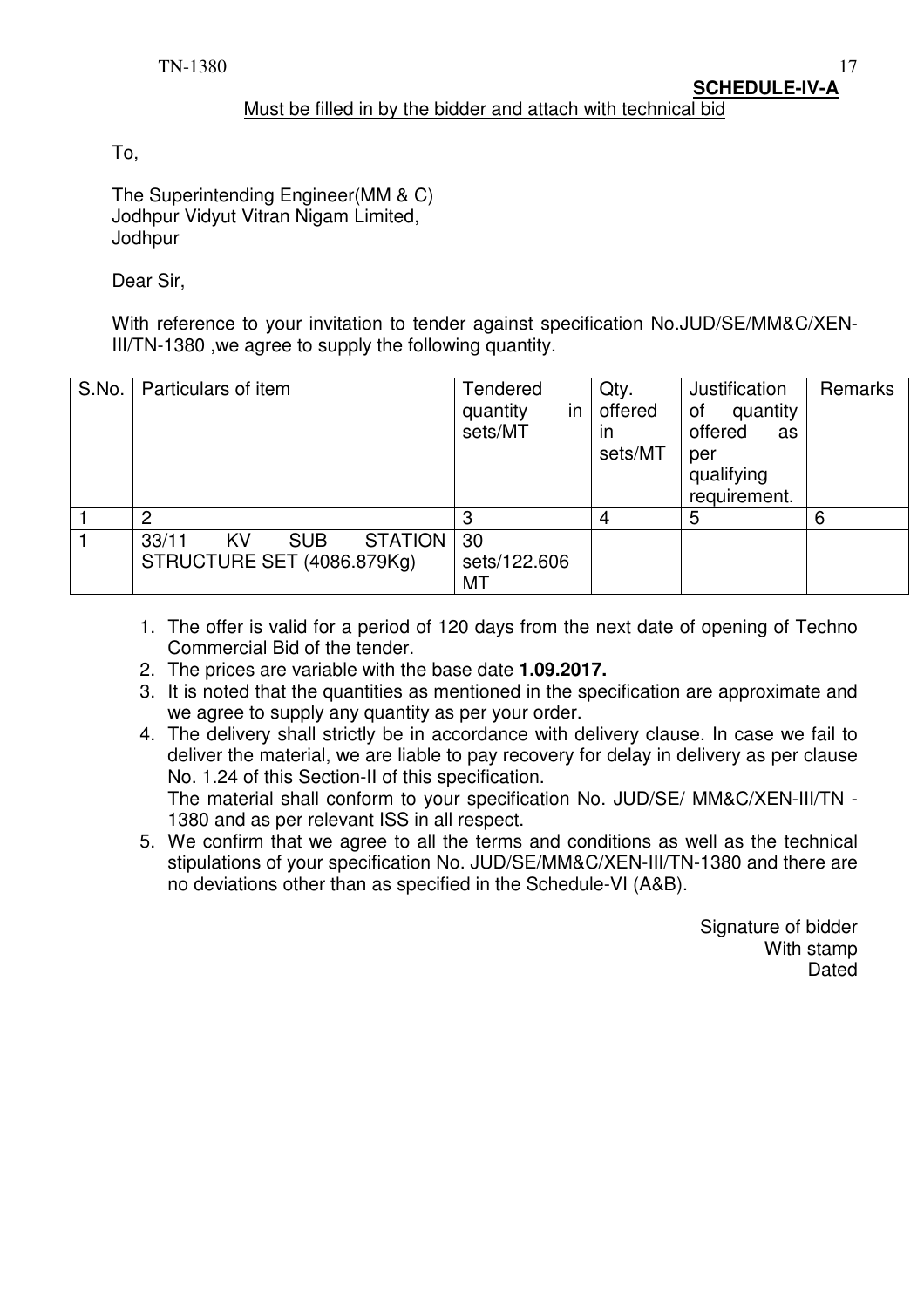**SCHEDULE-IV-A**

Must be filled in by the bidder and attach with technical bid

To,

The Superintending Engineer(MM & C)
Jodhpur Vidyut Vitran Nigam Limited,
Jodhpur

Dear Sir,

With reference to your invitation to tender against specification No.JUD/SE/MM&C/XEN-III/TN-1380 ,we agree to supply the following quantity.

| S.No. | Particulars of item | Tendered quantity in sets/MT | Qty. offered in sets/MT | Justification of quantity offered as per qualifying requirement. | Remarks |
|---|---|---|---|---|---|
| 1 | 2 | 3 | 4 | 5 | 6 |
| 1 | 33/11 KV SUB STATION STRUCTURE SET (4086.879Kg) | 30 sets/122.606 MT | | | |

1. The offer is valid for a period of 120 days from the next date of opening of Techno Commercial Bid of the tender.
2. The prices are variable with the base date **1.09.2017.**
3. It is noted that the quantities as mentioned in the specification are approximate and we agree to supply any quantity as per your order.
4. The delivery shall strictly be in accordance with delivery clause. In case we fail to deliver the material, we are liable to pay recovery for delay in delivery as per clause No. 1.24 of this Section-II of this specification.
   The material shall conform to your specification No. JUD/SE/ MM&C/XEN-III/TN - 1380 and as per relevant ISS in all respect.
5. We confirm that we agree to all the terms and conditions as well as the technical stipulations of your specification No. JUD/SE/MM&C/XEN-III/TN-1380 and there are no deviations other than as specified in the Schedule-VI (A&B).

Signature of bidder
With stamp
Dated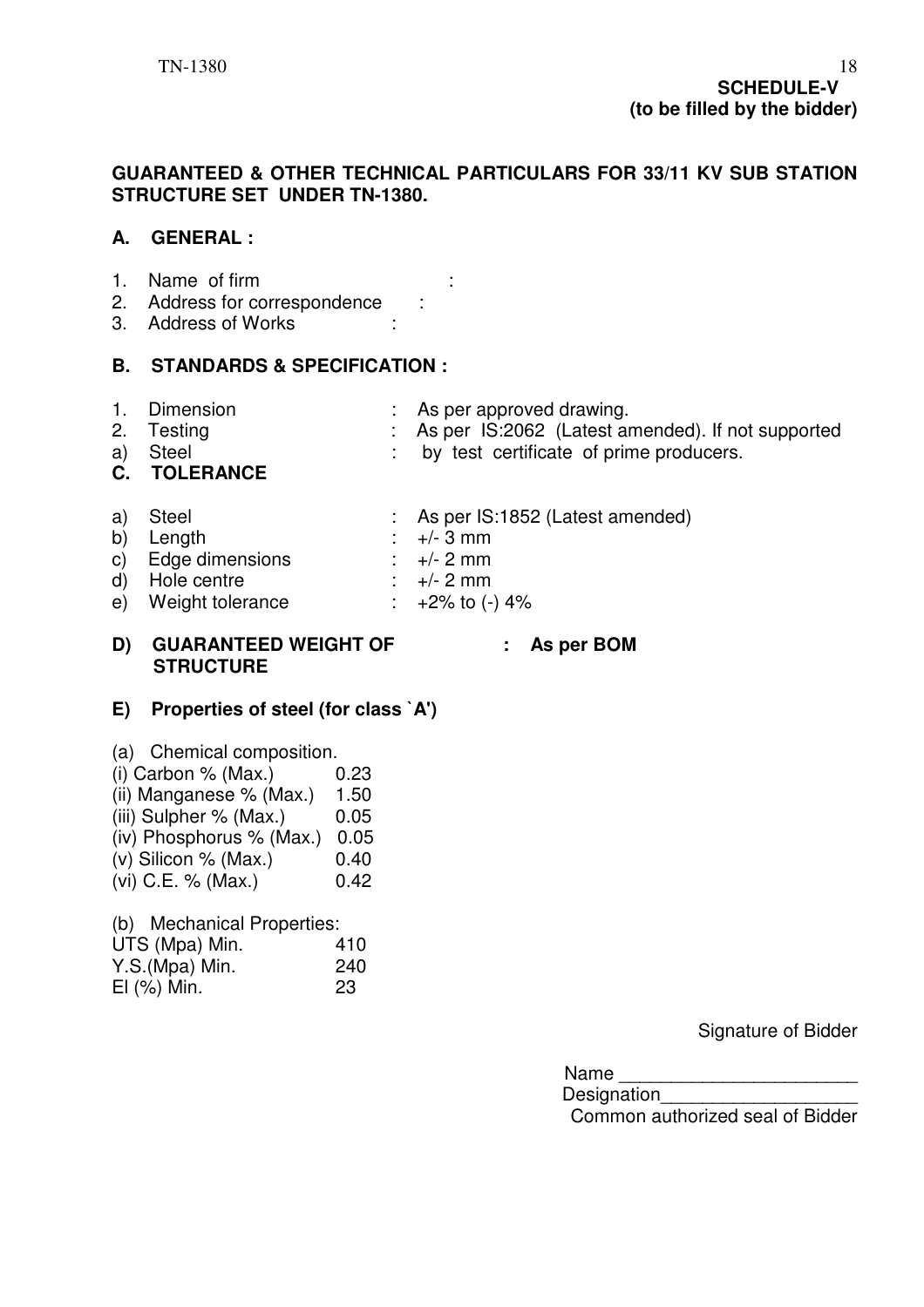**SCHEDULE-V**
**(to be filled by the bidder)**

**GUARANTEED & OTHER TECHNICAL PARTICULARS FOR 33/11 KV SUB STATION STRUCTURE SET UNDER TN-1380.**

## A. GENERAL :

1. Name of firm :
2. Address for correspondence :
3. Address of Works :

## B. STANDARDS & SPECIFICATION :

1. Dimension : As per approved drawing.
2. Testing : As per IS:2062 (Latest amended). If not supported
a) Steel : by test certificate of prime producers.

## C. TOLERANCE

a) Steel : As per IS:1852 (Latest amended)
b) Length : +/- 3 mm
c) Edge dimensions : +/- 2 mm
d) Hole centre : +/- 2 mm
e) Weight tolerance : +2% to (-) 4%

## D) GUARANTEED WEIGHT OF STRUCTURE : As per BOM

## E) Properties of steel (for class `A')

(a) Chemical composition.

| | |
|---|---|
| (i) Carbon % (Max.) | 0.23 |
| (ii) Manganese % (Max.) | 1.50 |
| (iii) Sulpher % (Max.) | 0.05 |
| (iv) Phosphorus % (Max.) | 0.05 |
| (v) Silicon % (Max.) | 0.40 |
| (vi) C.E. % (Max.) | 0.42 |

(b) Mechanical Properties:

| | |
|---|---|
| UTS (Mpa) Min. | 410 |
| Y.S.(Mpa) Min. | 240 |
| El (%) Min. | 23 |

Signature of Bidder

Name \_\_\_\_\_\_\_\_\_\_\_\_\_\_\_\_\_\_\_\_\_\_\_

Designation\_\_\_\_\_\_\_\_\_\_\_\_\_\_\_\_\_\_\_

Common authorized seal of Bidder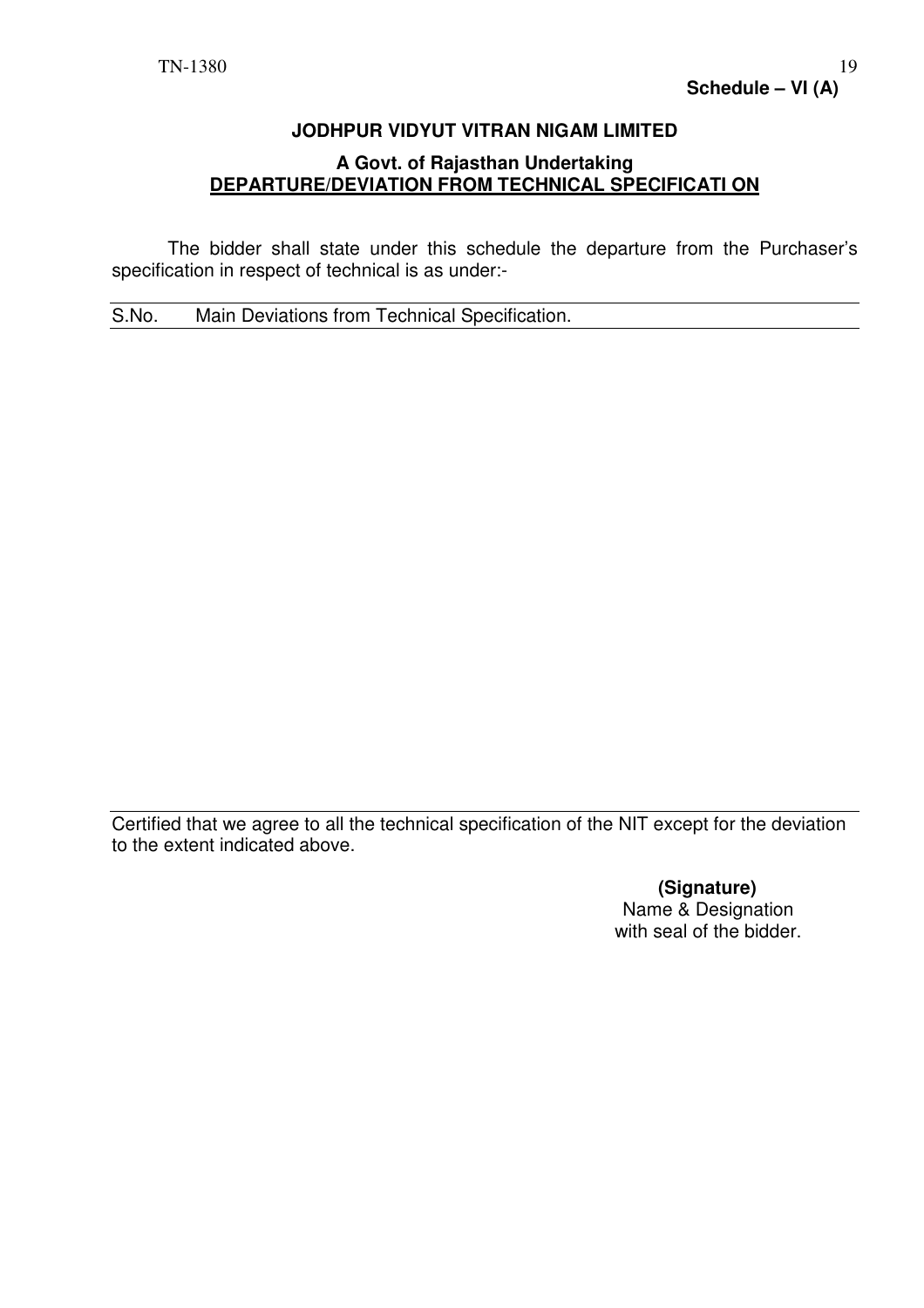**Schedule – VI (A)**

**JODHPUR VIDYUT VITRAN NIGAM LIMITED**

**A Govt. of Rajasthan Undertaking**

**DEPARTURE/DEVIATION FROM TECHNICAL SPECIFICATI ON**

The bidder shall state under this schedule the departure from the Purchaser's specification in respect of technical is as under:-

| S.No. | Main Deviations from Technical Specification. |
|---|---|
| | |

Certified that we agree to all the technical specification of the NIT except for the deviation to the extent indicated above.

**(Signature)**
Name & Designation
with seal of the bidder.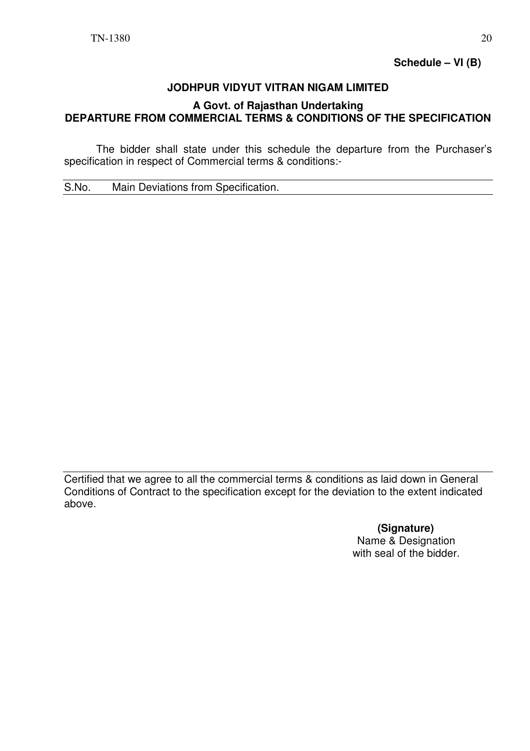**Schedule – VI (B)**

**JODHPUR VIDYUT VITRAN NIGAM LIMITED**

**A Govt. of Rajasthan Undertaking**

**DEPARTURE FROM COMMERCIAL TERMS & CONDITIONS OF THE SPECIFICATION**

The bidder shall state under this schedule the departure from the Purchaser's specification in respect of Commercial terms & conditions:-

| S.No. | Main Deviations from Specification. |
| --- | --- |
| | |

Certified that we agree to all the commercial terms & conditions as laid down in General Conditions of Contract to the specification except for the deviation to the extent indicated above.

**(Signature)**
Name & Designation
with seal of the bidder.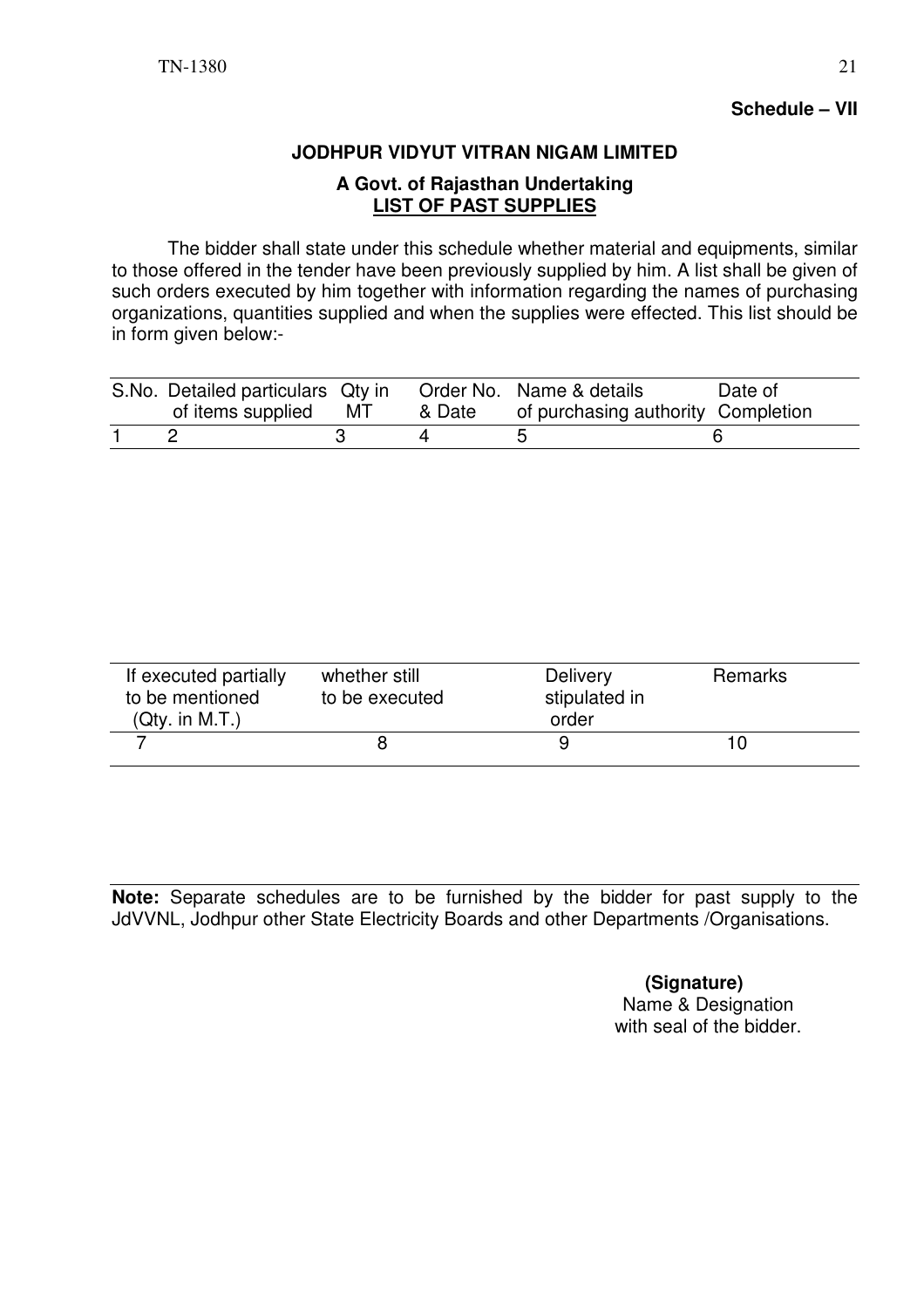**Schedule – VII**

**JODHPUR VIDYUT VITRAN NIGAM LIMITED**

**A Govt. of Rajasthan Undertaking**
**LIST OF PAST SUPPLIES**

The bidder shall state under this schedule whether material and equipments, similar to those offered in the tender have been previously supplied by him. A list shall be given of such orders executed by him together with information regarding the names of purchasing organizations, quantities supplied and when the supplies were effected. This list should be in form given below:-

| S.No. | Detailed particulars of items supplied | Qty in MT | Order No. & Date | Name & details of purchasing authority | Date of Completion |
|---|---|---|---|---|---|
| 1 | 2 | 3 | 4 | 5 | 6 |

| If executed partially to be mentioned (Qty. in M.T.) | whether still to be executed | Delivery stipulated in order | Remarks |
|---|---|---|---|
| 7 | 8 | 9 | 10 |

**Note:** Separate schedules are to be furnished by the bidder for past supply to the JdVVNL, Jodhpur other State Electricity Boards and other Departments /Organisations.

**(Signature)**
Name & Designation
with seal of the bidder.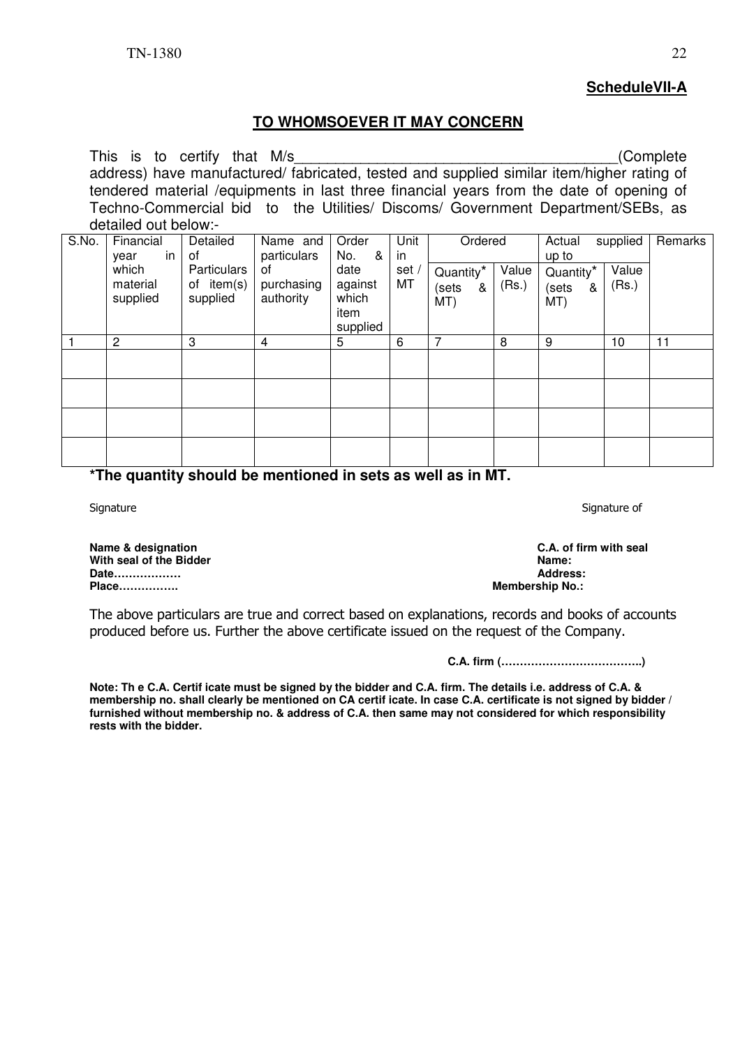**ScheduleVII-A**

## TO WHOMSOEVER IT MAY CONCERN

This is to certify that M/s_______________________________________(Complete address) have manufactured/ fabricated, tested and supplied similar item/higher rating of tendered material /equipments in last three financial years from the date of opening of Techno-Commercial bid to the Utilities/ Discoms/ Government Department/SEBs, as detailed out below:-

| S.No. | Financial year in which material supplied | Detailed of Particulars of item(s) supplied | Name and particulars of purchasing authority | Order No. & date against which item supplied | Unit in set / MT | Ordered | | Actual supplied up to | | Remarks |
|---|---|---|---|---|---|---|---|---|---|---|
| | | | | | | Quantity* (sets & MT) | Value (Rs.) | Quantity* (sets & MT) | Value (Rs.) | |
| 1 | 2 | 3 | 4 | 5 | 6 | 7 | 8 | 9 | 10 | 11 |
| | | | | | | | | | | |
| | | | | | | | | | | |
| | | | | | | | | | | |
| | | | | | | | | | | |

**\*The quantity should be mentioned in sets as well as in MT.**

Signature

**Name & designation**
**With seal of the Bidder**
**Date………………**
**Place…………….**

Signature of

**C.A. of firm with seal**
**Name:**
**Address:**
**Membership No.:**

The above particulars are true and correct based on explanations, records and books of accounts produced before us. Further the above certificate issued on the request of the Company.

**C.A. firm (……………………………….)**

**Note: Th e C.A. Certif icate must be signed by the bidder and C.A. firm. The details i.e. address of C.A. & membership no. shall clearly be mentioned on CA certif icate. In case C.A. certificate is not signed by bidder / furnished without membership no. & address of C.A. then same may not considered for which responsibility rests with the bidder.**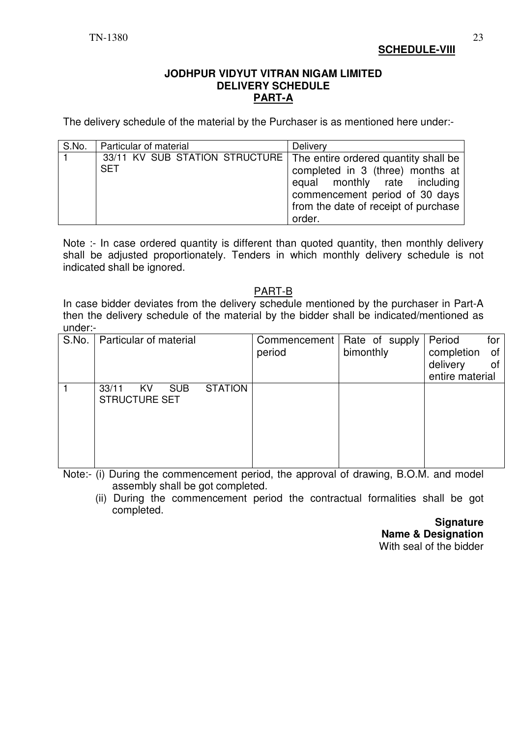**SCHEDULE-VIII**

**JODHPUR VIDYUT VITRAN NIGAM LIMITED**
**DELIVERY SCHEDULE**
**PART-A**

The delivery schedule of the material by the Purchaser is as mentioned here under:-

| S.No. | Particular of material | Delivery |
|---|---|---|
| 1 | 33/11 KV SUB STATION STRUCTURE SET | The entire ordered quantity shall be completed in 3 (three) months at equal monthly rate including commencement period of 30 days from the date of receipt of purchase order. |

Note :- In case ordered quantity is different than quoted quantity, then monthly delivery shall be adjusted proportionately. Tenders in which monthly delivery schedule is not indicated shall be ignored.

PART-B

In case bidder deviates from the delivery schedule mentioned by the purchaser in Part-A then the delivery schedule of the material by the bidder shall be indicated/mentioned as under:-

| S.No. | Particular of material | Commencement period | Rate of supply bimonthly | Period for completion of delivery of entire material |
|---|---|---|---|---|
| 1 | 33/11 KV SUB STATION STRUCTURE SET | | | |

Note:- (i) During the commencement period, the approval of drawing, B.O.M. and model assembly shall be got completed.

(ii) During the commencement period the contractual formalities shall be got completed.

**Signature**
**Name & Designation**
With seal of the bidder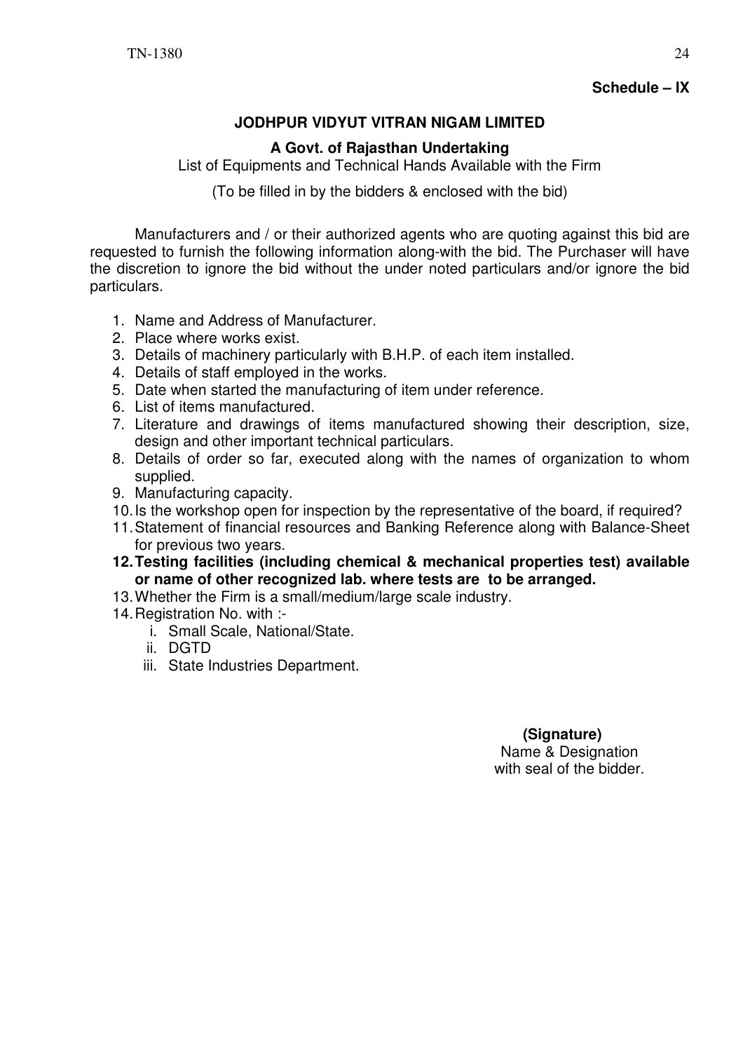**Schedule – IX**

## JODHPUR VIDYUT VITRAN NIGAM LIMITED

### A Govt. of Rajasthan Undertaking

List of Equipments and Technical Hands Available with the Firm

(To be filled in by the bidders & enclosed with the bid)

Manufacturers and / or their authorized agents who are quoting against this bid are requested to furnish the following information along-with the bid. The Purchaser will have the discretion to ignore the bid without the under noted particulars and/or ignore the bid particulars.

1. Name and Address of Manufacturer.
2. Place where works exist.
3. Details of machinery particularly with B.H.P. of each item installed.
4. Details of staff employed in the works.
5. Date when started the manufacturing of item under reference.
6. List of items manufactured.
7. Literature and drawings of items manufactured showing their description, size, design and other important technical particulars.
8. Details of order so far, executed along with the names of organization to whom supplied.
9. Manufacturing capacity.
10. Is the workshop open for inspection by the representative of the board, if required?
11. Statement of financial resources and Banking Reference along with Balance-Sheet for previous two years.
12. **Testing facilities (including chemical & mechanical properties test) available or name of other recognized lab. where tests are to be arranged.**
13. Whether the Firm is a small/medium/large scale industry.
14. Registration No. with :-
    1. Small Scale, National/State.
    2. DGTD
    3. State Industries Department.

**(Signature)**
Name & Designation
with seal of the bidder.